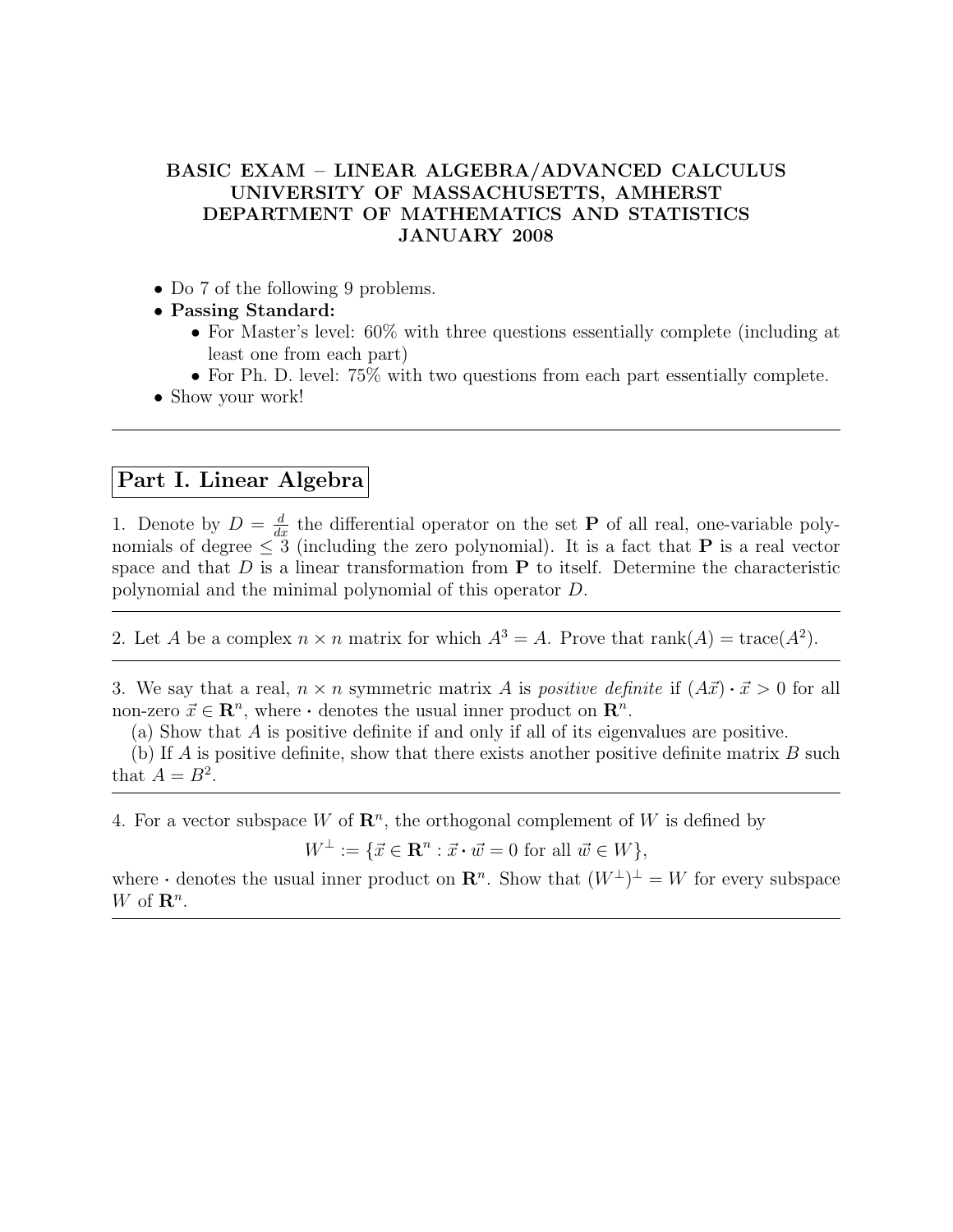# BASIC EXAM – LINEAR ALGEBRA/ADVANCED CALCULUS
# UNIVERSITY OF MASSACHUSETTS, AMHERST
# DEPARTMENT OF MATHEMATICS AND STATISTICS
# JANUARY 2008

- Do 7 of the following 9 problems.
- **Passing Standard:**
  - For Master's level: 60% with three questions essentially complete (including at least one from each part)
  - For Ph. D. level: 75% with two questions from each part essentially complete.
- Show your work!

---

## Part I. Linear Algebra

1. Denote by $D = \frac{d}{dx}$ the differential operator on the set $\mathbf{P}$ of all real, one-variable polynomials of degree $\leq 3$ (including the zero polynomial). It is a fact that $\mathbf{P}$ is a real vector space and that $D$ is a linear transformation from $\mathbf{P}$ to itself. Determine the characteristic polynomial and the minimal polynomial of this operator $D$.

---

2. Let $A$ be a complex $n \times n$ matrix for which $A^3 = A$. Prove that $\text{rank}(A) = \text{trace}(A^2)$.

---

3. We say that a real, $n \times n$ symmetric matrix $A$ is *positive definite* if $(A\vec{x}) \cdot \vec{x} > 0$ for all non-zero $\vec{x} \in \mathbf{R}^n$, where $\cdot$ denotes the usual inner product on $\mathbf{R}^n$.

(a) Show that $A$ is positive definite if and only if all of its eigenvalues are positive.

(b) If $A$ is positive definite, show that there exists another positive definite matrix $B$ such that $A = B^2$.

---

4. For a vector subspace $W$ of $\mathbf{R}^n$, the orthogonal complement of $W$ is defined by

$$W^{\perp} := \{\vec{x} \in \mathbf{R}^n : \vec{x} \cdot \vec{w} = 0 \text{ for all } \vec{w} \in W\},$$

where $\cdot$ denotes the usual inner product on $\mathbf{R}^n$. Show that $(W^{\perp})^{\perp} = W$ for every subspace $W$ of $\mathbf{R}^n$.

---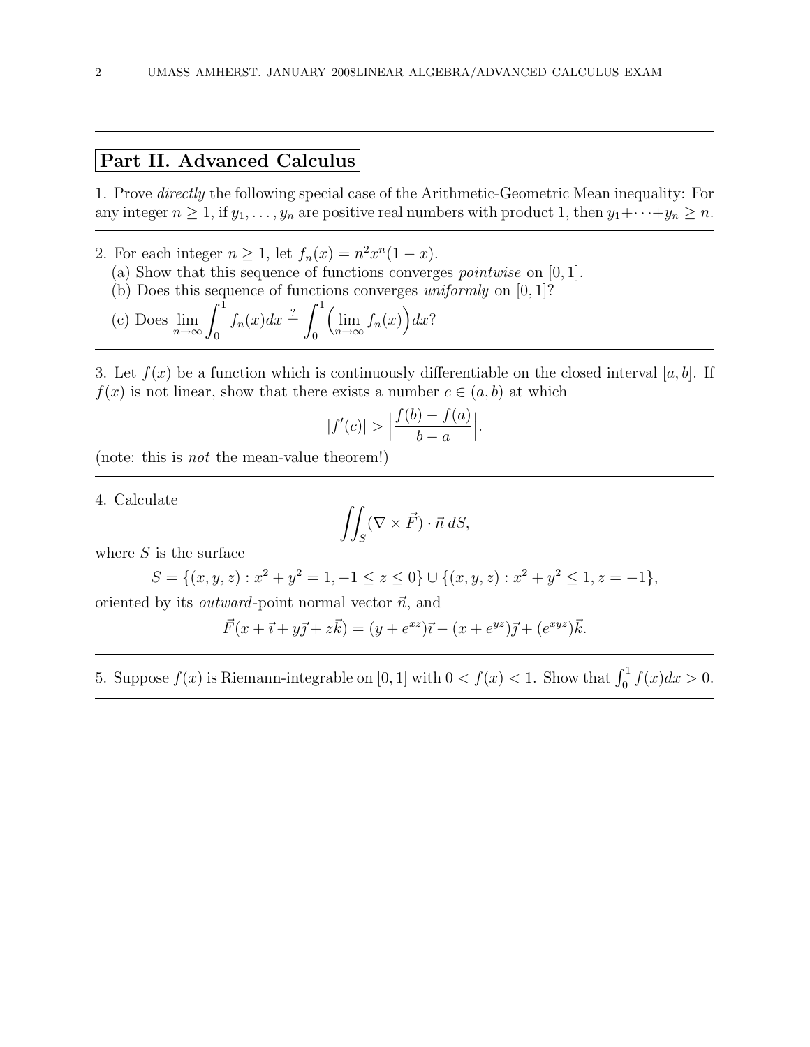## Part II. Advanced Calculus

1. Prove *directly* the following special case of the Arithmetic-Geometric Mean inequality: For any integer $n \geq 1$, if $y_1, \ldots, y_n$ are positive real numbers with product 1, then $y_1 + \cdots + y_n \geq n$.

---

2. For each integer $n \geq 1$, let $f_n(x) = n^2 x^n (1-x)$.
   (a) Show that this sequence of functions converges *pointwise* on $[0,1]$.
   (b) Does this sequence of functions converges *uniformly* on $[0,1]$?
   (c) Does $\lim_{n\to\infty} \int_0^1 f_n(x)dx \stackrel{?}{=} \int_0^1 \Big(\lim_{n\to\infty} f_n(x)\Big)dx$?

---

3. Let $f(x)$ be a function which is continuously differentiable on the closed interval $[a,b]$. If $f(x)$ is not linear, show that there exists a number $c \in (a,b)$ at which

$$|f'(c)| > \Big|\frac{f(b)-f(a)}{b-a}\Big|.$$

(note: this is *not* the mean-value theorem!)

---

4. Calculate

$$\iint_S (\nabla \times \vec{F}) \cdot \vec{n}\, dS,$$

where $S$ is the surface

$$S = \{(x,y,z) : x^2+y^2 = 1, -1 \leq z \leq 0\} \cup \{(x,y,z) : x^2+y^2 \leq 1, z = -1\},$$

oriented by its *outward*-point normal vector $\vec{n}$, and

$$\vec{F}(x+\vec{\imath}+y\vec{\jmath}+z\vec{k}) = (y+e^{xz})\vec{\imath} - (x+e^{yz})\vec{\jmath} + (e^{xyz})\vec{k}.$$

---

5. Suppose $f(x)$ is Riemann-integrable on $[0,1]$ with $0 < f(x) < 1$. Show that $\int_0^1 f(x)dx > 0$.